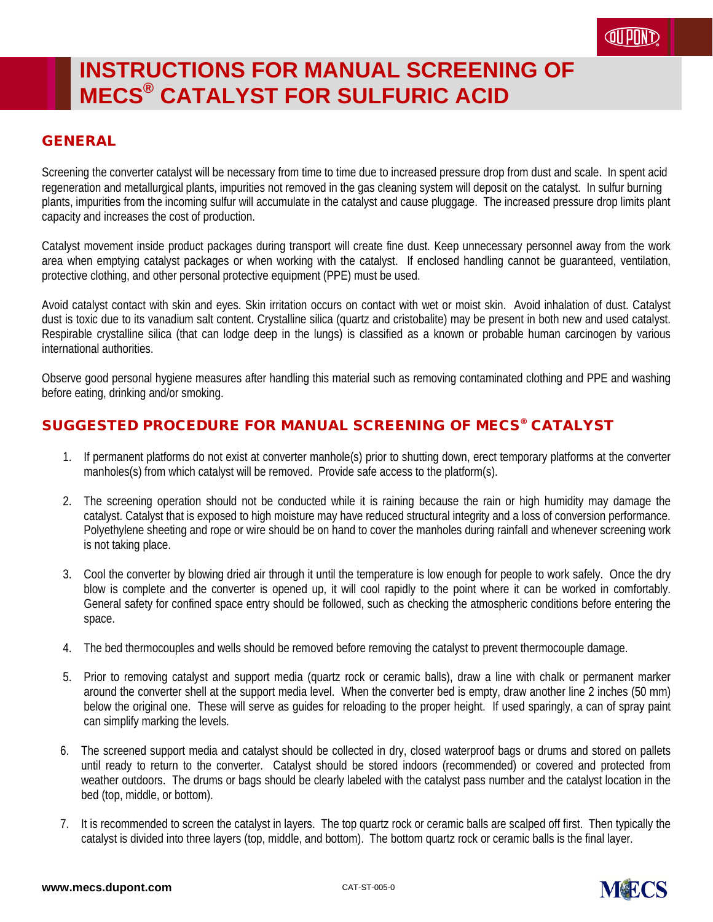# INSTRUCTIONS FOR MANUAL SCREENING OF MECS® CATALYST FOR SULFURIC ACID

## GENERAL

Screening the converter catalyst will be necessary from time to time due to increased pressure drop from dust and scale. In spent acid regeneration and metallurgical plants, impurities not removed in the gas cleaning system will deposit on the catalyst. In sulfur burning plants, impurities from the incoming sulfur will accumulate in the catalyst and cause pluggage. The increased pressure drop limits plant capacity and increases the cost of production.

Catalyst movement inside product packages during transport will create fine dust. Keep unnecessary personnel away from the work area when emptying catalyst packages or when working with the catalyst. If enclosed handling cannot be guaranteed, ventilation, protective clothing, and other personal protective equipment (PPE) must be used.

Avoid catalyst contact with skin and eyes. Skin irritation occurs on contact with wet or moist skin. Avoid inhalation of dust. Catalyst dust is toxic due to its vanadium salt content. Crystalline silica (quartz and cristobalite) may be present in both new and used catalyst. Respirable crystalline silica (that can lodge deep in the lungs) is classified as a known or probable human carcinogen by various international authorities.

Observe good personal hygiene measures after handling this material such as removing contaminated clothing and PPE and washing before eating, drinking and/or smoking.

## SUGGESTED PROCEDURE FOR MANUAL SCREENING OF MECS® CATALYST

1. If permanent platforms do not exist at converter manhole(s) prior to shutting down, erect temporary platforms at the converter manholes(s) from which catalyst will be removed. Provide safe access to the platform(s).

2. The screening operation should not be conducted while it is raining because the rain or high humidity may damage the catalyst. Catalyst that is exposed to high moisture may have reduced structural integrity and a loss of conversion performance. Polyethylene sheeting and rope or wire should be on hand to cover the manholes during rainfall and whenever screening work is not taking place.

3. Cool the converter by blowing dried air through it until the temperature is low enough for people to work safely. Once the dry blow is complete and the converter is opened up, it will cool rapidly to the point where it can be worked in comfortably. General safety for confined space entry should be followed, such as checking the atmospheric conditions before entering the space.

4. The bed thermocouples and wells should be removed before removing the catalyst to prevent thermocouple damage.

5. Prior to removing catalyst and support media (quartz rock or ceramic balls), draw a line with chalk or permanent marker around the converter shell at the support media level. When the converter bed is empty, draw another line 2 inches (50 mm) below the original one. These will serve as guides for reloading to the proper height. If used sparingly, a can of spray paint can simplify marking the levels.

6. The screened support media and catalyst should be collected in dry, closed waterproof bags or drums and stored on pallets until ready to return to the converter. Catalyst should be stored indoors (recommended) or covered and protected from weather outdoors. The drums or bags should be clearly labeled with the catalyst pass number and the catalyst location in the bed (top, middle, or bottom).

7. It is recommended to screen the catalyst in layers. The top quartz rock or ceramic balls are scalped off first. Then typically the catalyst is divided into three layers (top, middle, and bottom). The bottom quartz rock or ceramic balls is the final layer.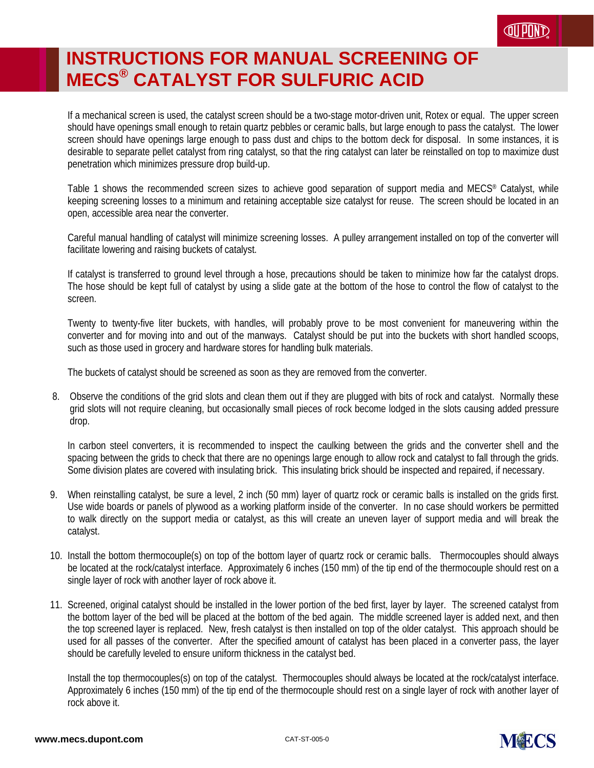# INSTRUCTIONS FOR MANUAL SCREENING OF MECS® CATALYST FOR SULFURIC ACID

If a mechanical screen is used, the catalyst screen should be a two-stage motor-driven unit, Rotex or equal. The upper screen should have openings small enough to retain quartz pebbles or ceramic balls, but large enough to pass the catalyst. The lower screen should have openings large enough to pass dust and chips to the bottom deck for disposal. In some instances, it is desirable to separate pellet catalyst from ring catalyst, so that the ring catalyst can later be reinstalled on top to maximize dust penetration which minimizes pressure drop build-up.

Table 1 shows the recommended screen sizes to achieve good separation of support media and MECS® Catalyst, while keeping screening losses to a minimum and retaining acceptable size catalyst for reuse. The screen should be located in an open, accessible area near the converter.

Careful manual handling of catalyst will minimize screening losses. A pulley arrangement installed on top of the converter will facilitate lowering and raising buckets of catalyst.

If catalyst is transferred to ground level through a hose, precautions should be taken to minimize how far the catalyst drops. The hose should be kept full of catalyst by using a slide gate at the bottom of the hose to control the flow of catalyst to the screen.

Twenty to twenty-five liter buckets, with handles, will probably prove to be most convenient for maneuvering within the converter and for moving into and out of the manways. Catalyst should be put into the buckets with short handled scoops, such as those used in grocery and hardware stores for handling bulk materials.

The buckets of catalyst should be screened as soon as they are removed from the converter.

8. Observe the conditions of the grid slots and clean them out if they are plugged with bits of rock and catalyst. Normally these grid slots will not require cleaning, but occasionally small pieces of rock become lodged in the slots causing added pressure drop.

   In carbon steel converters, it is recommended to inspect the caulking between the grids and the converter shell and the spacing between the grids to check that there are no openings large enough to allow rock and catalyst to fall through the grids. Some division plates are covered with insulating brick. This insulating brick should be inspected and repaired, if necessary.

9. When reinstalling catalyst, be sure a level, 2 inch (50 mm) layer of quartz rock or ceramic balls is installed on the grids first. Use wide boards or panels of plywood as a working platform inside of the converter. In no case should workers be permitted to walk directly on the support media or catalyst, as this will create an uneven layer of support media and will break the catalyst.

10. Install the bottom thermocouple(s) on top of the bottom layer of quartz rock or ceramic balls. Thermocouples should always be located at the rock/catalyst interface. Approximately 6 inches (150 mm) of the tip end of the thermocouple should rest on a single layer of rock with another layer of rock above it.

11. Screened, original catalyst should be installed in the lower portion of the bed first, layer by layer. The screened catalyst from the bottom layer of the bed will be placed at the bottom of the bed again. The middle screened layer is added next, and then the top screened layer is replaced. New, fresh catalyst is then installed on top of the older catalyst. This approach should be used for all passes of the converter. After the specified amount of catalyst has been placed in a converter pass, the layer should be carefully leveled to ensure uniform thickness in the catalyst bed.

    Install the top thermocouples(s) on top of the catalyst. Thermocouples should always be located at the rock/catalyst interface. Approximately 6 inches (150 mm) of the tip end of the thermocouple should rest on a single layer of rock with another layer of rock above it.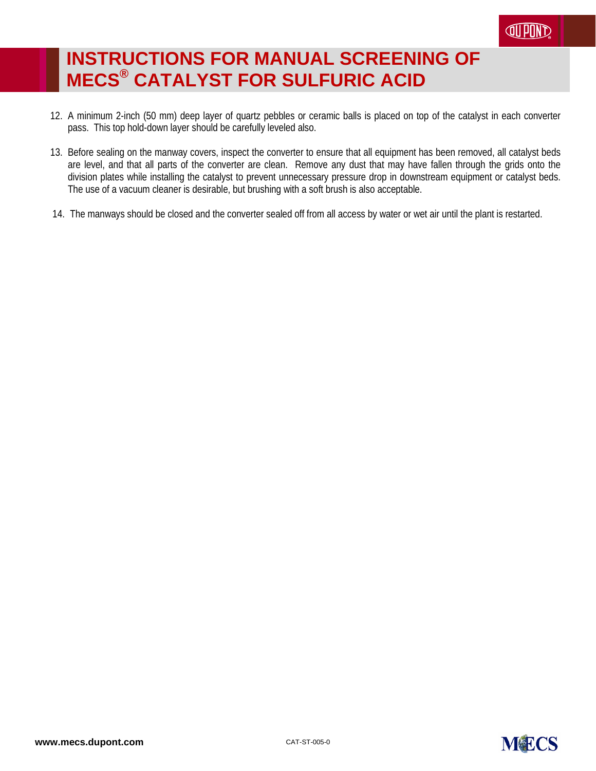12. A minimum 2-inch (50 mm) deep layer of quartz pebbles or ceramic balls is placed on top of the catalyst in each converter pass. This top hold-down layer should be carefully leveled also.

13. Before sealing on the manway covers, inspect the converter to ensure that all equipment has been removed, all catalyst beds are level, and that all parts of the converter are clean. Remove any dust that may have fallen through the grids onto the division plates while installing the catalyst to prevent unnecessary pressure drop in downstream equipment or catalyst beds. The use of a vacuum cleaner is desirable, but brushing with a soft brush is also acceptable.

14. The manways should be closed and the converter sealed off from all access by water or wet air until the plant is restarted.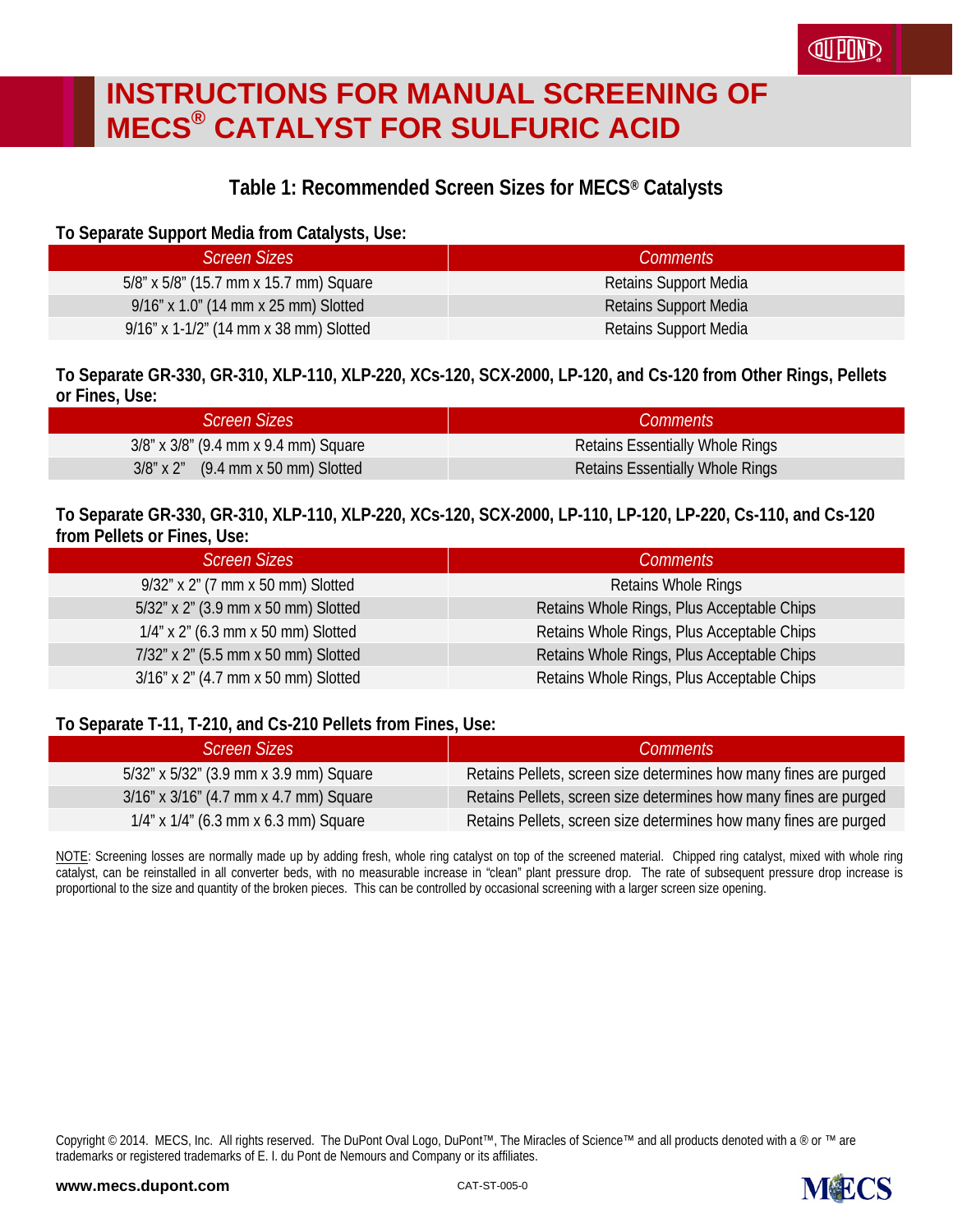# INSTRUCTIONS FOR MANUAL SCREENING OF MECS® CATALYST FOR SULFURIC ACID

## Table 1: Recommended Screen Sizes for MECS® Catalysts

**To Separate Support Media from Catalysts, Use:**

| *Screen Sizes* | *Comments* |
|---|---|
| 5/8" x 5/8" (15.7 mm x 15.7 mm) Square | Retains Support Media |
| 9/16" x 1.0" (14 mm x 25 mm) Slotted | Retains Support Media |
| 9/16" x 1-1/2" (14 mm x 38 mm) Slotted | Retains Support Media |

**To Separate GR-330, GR-310, XLP-110, XLP-220, XCs-120, SCX-2000, LP-120, and Cs-120 from Other Rings, Pellets or Fines, Use:**

| *Screen Sizes* | *Comments* |
|---|---|
| 3/8" x 3/8" (9.4 mm x 9.4 mm) Square | Retains Essentially Whole Rings |
| 3/8" x 2" (9.4 mm x 50 mm) Slotted | Retains Essentially Whole Rings |

**To Separate GR-330, GR-310, XLP-110, XLP-220, XCs-120, SCX-2000, LP-110, LP-120, LP-220, Cs-110, and Cs-120 from Pellets or Fines, Use:**

| *Screen Sizes* | *Comments* |
|---|---|
| 9/32" x 2" (7 mm x 50 mm) Slotted | Retains Whole Rings |
| 5/32" x 2" (3.9 mm x 50 mm) Slotted | Retains Whole Rings, Plus Acceptable Chips |
| 1/4" x 2" (6.3 mm x 50 mm) Slotted | Retains Whole Rings, Plus Acceptable Chips |
| 7/32" x 2" (5.5 mm x 50 mm) Slotted | Retains Whole Rings, Plus Acceptable Chips |
| 3/16" x 2" (4.7 mm x 50 mm) Slotted | Retains Whole Rings, Plus Acceptable Chips |

**To Separate T-11, T-210, and Cs-210 Pellets from Fines, Use:**

| *Screen Sizes* | *Comments* |
|---|---|
| 5/32" x 5/32" (3.9 mm x 3.9 mm) Square | Retains Pellets, screen size determines how many fines are purged |
| 3/16" x 3/16" (4.7 mm x 4.7 mm) Square | Retains Pellets, screen size determines how many fines are purged |
| 1/4" x 1/4" (6.3 mm x 6.3 mm) Square | Retains Pellets, screen size determines how many fines are purged |

NOTE: Screening losses are normally made up by adding fresh, whole ring catalyst on top of the screened material. Chipped ring catalyst, mixed with whole ring catalyst, can be reinstalled in all converter beds, with no measurable increase in "clean" plant pressure drop. The rate of subsequent pressure drop increase is proportional to the size and quantity of the broken pieces. This can be controlled by occasional screening with a larger screen size opening.

Copyright © 2014. MECS, Inc. All rights reserved. The DuPont Oval Logo, DuPont™, The Miracles of Science™ and all products denoted with a ® or ™ are trademarks or registered trademarks of E. I. du Pont de Nemours and Company or its affiliates.

**www.mecs.dupont.com**

CAT-ST-005-0